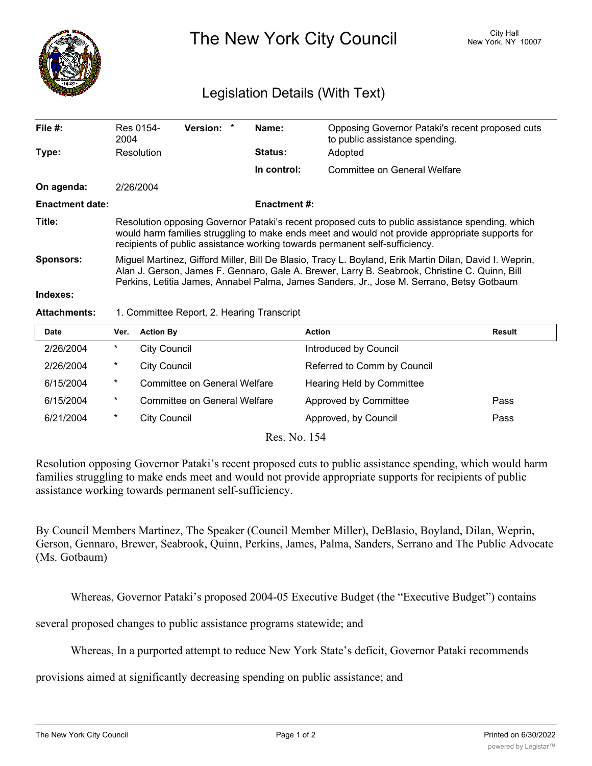# The New York City Council

City Hall
New York, NY 10007

## Legislation Details (With Text)

| | | | |
|---|---|---|---|
| **File #:** | Res 0154-2004 **Version:** * | **Name:** | Opposing Governor Pataki's recent proposed cuts to public assistance spending. |
| **Type:** | Resolution | **Status:** | Adopted |
| | | **In control:** | Committee on General Welfare |
| **On agenda:** | 2/26/2004 | | |
| **Enactment date:** | | **Enactment #:** | |

**Title:** Resolution opposing Governor Pataki's recent proposed cuts to public assistance spending, which would harm families struggling to make ends meet and would not provide appropriate supports for recipients of public assistance working towards permanent self-sufficiency.

**Sponsors:** Miguel Martinez, Gifford Miller, Bill De Blasio, Tracy L. Boyland, Erik Martin Dilan, David I. Weprin, Alan J. Gerson, James F. Gennaro, Gale A. Brewer, Larry B. Seabrook, Christine C. Quinn, Bill Perkins, Letitia James, Annabel Palma, James Sanders, Jr., Jose M. Serrano, Betsy Gotbaum

**Indexes:**

**Attachments:** 1. Committee Report, 2. Hearing Transcript

| Date | Ver. | Action By | Action | Result |
|---|---|---|---|---|
| 2/26/2004 | * | City Council | Introduced by Council | |
| 2/26/2004 | * | City Council | Referred to Comm by Council | |
| 6/15/2004 | * | Committee on General Welfare | Hearing Held by Committee | |
| 6/15/2004 | * | Committee on General Welfare | Approved by Committee | Pass |
| 6/21/2004 | * | City Council | Approved, by Council | Pass |

Res. No. 154

Resolution opposing Governor Pataki's recent proposed cuts to public assistance spending, which would harm families struggling to make ends meet and would not provide appropriate supports for recipients of public assistance working towards permanent self-sufficiency.

By Council Members Martinez, The Speaker (Council Member Miller), DeBlasio, Boyland, Dilan, Weprin, Gerson, Gennaro, Brewer, Seabrook, Quinn, Perkins, James, Palma, Sanders, Serrano and The Public Advocate (Ms. Gotbaum)

Whereas, Governor Pataki's proposed 2004-05 Executive Budget (the "Executive Budget") contains several proposed changes to public assistance programs statewide; and

Whereas, In a purported attempt to reduce New York State's deficit, Governor Pataki recommends provisions aimed at significantly decreasing spending on public assistance; and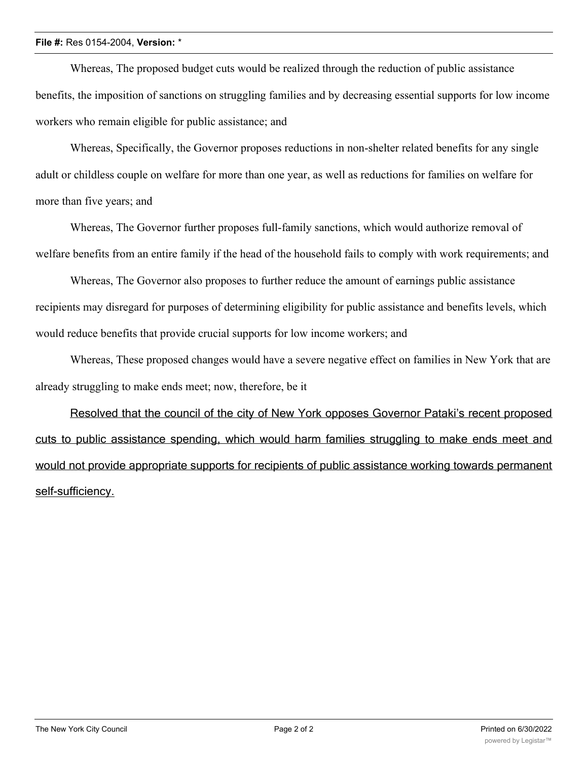Whereas, The proposed budget cuts would be realized through the reduction of public assistance benefits, the imposition of sanctions on struggling families and by decreasing essential supports for low income workers who remain eligible for public assistance; and

Whereas, Specifically, the Governor proposes reductions in non-shelter related benefits for any single adult or childless couple on welfare for more than one year, as well as reductions for families on welfare for more than five years; and

Whereas, The Governor further proposes full-family sanctions, which would authorize removal of welfare benefits from an entire family if the head of the household fails to comply with work requirements; and

Whereas, The Governor also proposes to further reduce the amount of earnings public assistance recipients may disregard for purposes of determining eligibility for public assistance and benefits levels, which would reduce benefits that provide crucial supports for low income workers; and

Whereas, These proposed changes would have a severe negative effect on families in New York that are already struggling to make ends meet; now, therefore, be it

<u>Resolved that the council of the city of New York opposes Governor Pataki's recent proposed cuts to public assistance spending, which would harm families struggling to make ends meet and would not provide appropriate supports for recipients of public assistance working towards permanent self-sufficiency.</u>